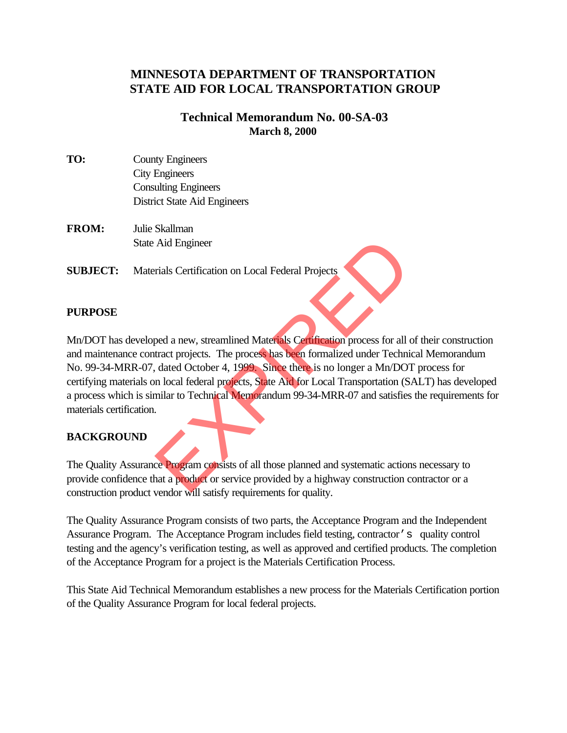# MINNESOTA DEPARTMENT OF TRANSPORTATION
# STATE AID FOR LOCAL TRANSPORTATION GROUP

## Technical Memorandum No. 00-SA-03
**March 8, 2000**

**TO:** County Engineers
City Engineers
Consulting Engineers
District State Aid Engineers

**FROM:** Julie Skallman
State Aid Engineer

**SUBJECT:** Materials Certification on Local Federal Projects

EXPIRED

## PURPOSE

Mn/DOT has developed a new, streamlined Materials Certification process for all of their construction and maintenance contract projects. The process has been formalized under Technical Memorandum No. 99-34-MRR-07, dated October 4, 1999. Since there is no longer a Mn/DOT process for certifying materials on local federal projects, State Aid for Local Transportation (SALT) has developed a process which is similar to Technical Memorandum 99-34-MRR-07 and satisfies the requirements for materials certification.

## BACKGROUND

The Quality Assurance Program consists of all those planned and systematic actions necessary to provide confidence that a product or service provided by a highway construction contractor or a construction product vendor will satisfy requirements for quality.

The Quality Assurance Program consists of two parts, the Acceptance Program and the Independent Assurance Program. The Acceptance Program includes field testing, contractor's quality control testing and the agency's verification testing, as well as approved and certified products. The completion of the Acceptance Program for a project is the Materials Certification Process.

This State Aid Technical Memorandum establishes a new process for the Materials Certification portion of the Quality Assurance Program for local federal projects.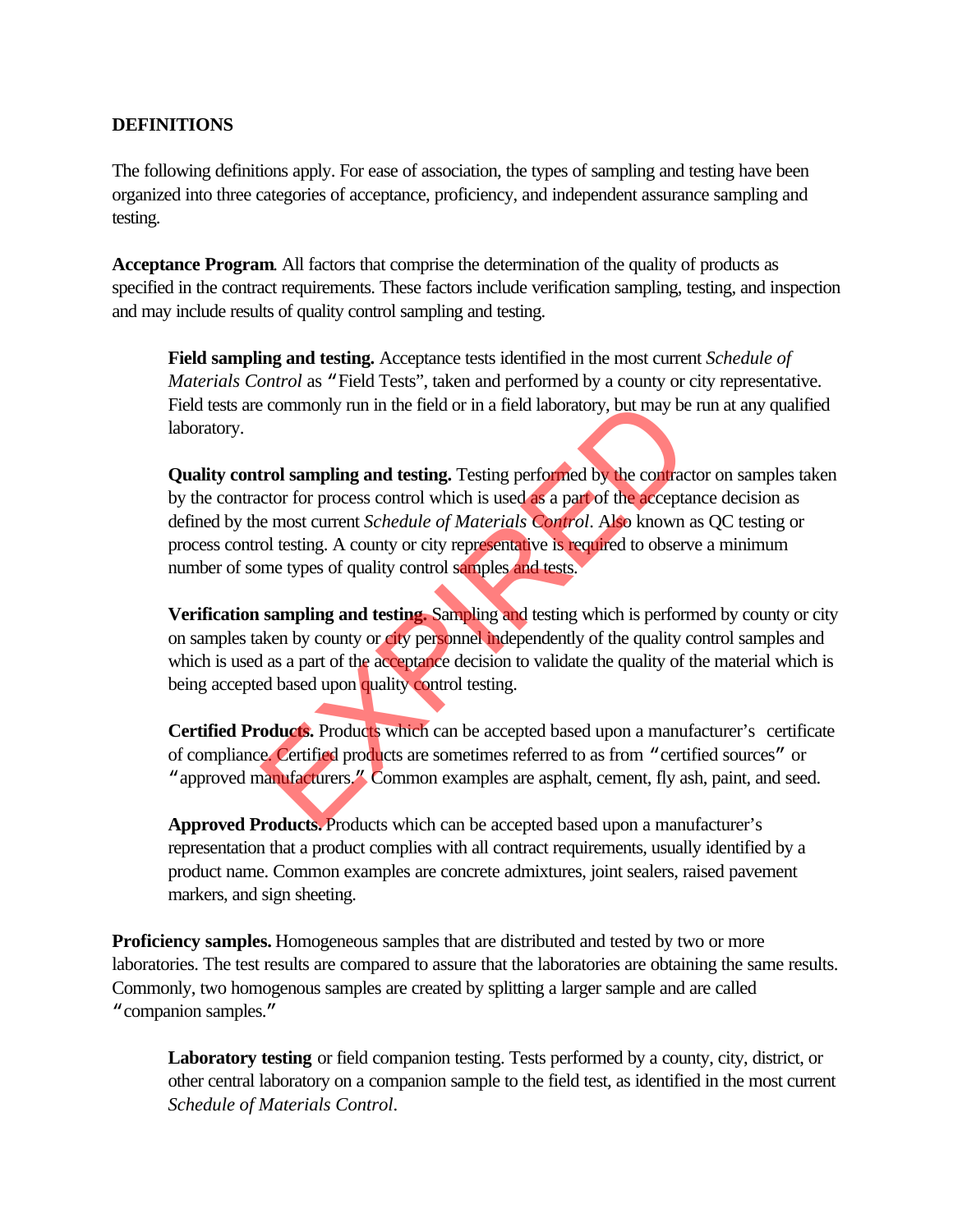## DEFINITIONS

The following definitions apply. For ease of association, the types of sampling and testing have been organized into three categories of acceptance, proficiency, and independent assurance sampling and testing.

**Acceptance Program**. All factors that comprise the determination of the quality of products as specified in the contract requirements. These factors include verification sampling, testing, and inspection and may include results of quality control sampling and testing.

> **Field sampling and testing.** Acceptance tests identified in the most current *Schedule of Materials Control* as "Field Tests", taken and performed by a county or city representative. Field tests are commonly run in the field or in a field laboratory, but may be run at any qualified laboratory.
>
> **Quality control sampling and testing.** Testing performed by the contractor on samples taken by the contractor for process control which is used as a part of the acceptance decision as defined by the most current *Schedule of Materials Control*. Also known as QC testing or process control testing. A county or city representative is required to observe a minimum number of some types of quality control samples and tests.
>
> **Verification sampling and testing.** Sampling and testing which is performed by county or city on samples taken by county or city personnel independently of the quality control samples and which is used as a part of the acceptance decision to validate the quality of the material which is being accepted based upon quality control testing.
>
> **Certified Products.** Products which can be accepted based upon a manufacturer's certificate of compliance. Certified products are sometimes referred to as from "certified sources" or "approved manufacturers." Common examples are asphalt, cement, fly ash, paint, and seed.
>
> **Approved Products.** Products which can be accepted based upon a manufacturer's representation that a product complies with all contract requirements, usually identified by a product name. Common examples are concrete admixtures, joint sealers, raised pavement markers, and sign sheeting.

**Proficiency samples.** Homogeneous samples that are distributed and tested by two or more laboratories. The test results are compared to assure that the laboratories are obtaining the same results. Commonly, two homogenous samples are created by splitting a larger sample and are called "companion samples."

> **Laboratory testing** or field companion testing. Tests performed by a county, city, district, or other central laboratory on a companion sample to the field test, as identified in the most current *Schedule of Materials Control*.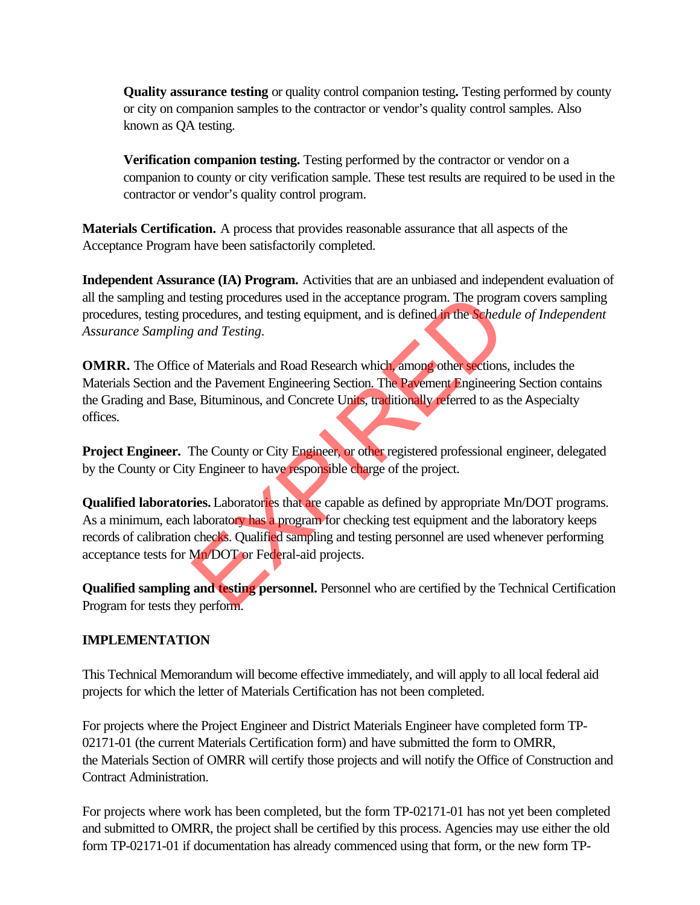**Quality assurance testing** or quality control companion testing**.** Testing performed by county or city on companion samples to the contractor or vendor's quality control samples. Also known as QA testing.

**Verification companion testing.** Testing performed by the contractor or vendor on a companion to county or city verification sample. These test results are required to be used in the contractor or vendor's quality control program.

**Materials Certification.** A process that provides reasonable assurance that all aspects of the Acceptance Program have been satisfactorily completed.

**Independent Assurance (IA) Program.** Activities that are an unbiased and independent evaluation of all the sampling and testing procedures used in the acceptance program. The program covers sampling procedures, testing procedures, and testing equipment, and is defined in the *Schedule of Independent Assurance Sampling and Testing.*

**OMRR.** The Office of Materials and Road Research which, among other sections, includes the Materials Section and the Pavement Engineering Section. The Pavement Engineering Section contains the Grading and Base, Bituminous, and Concrete Units, traditionally referred to as the Aspecialty offices.

**Project Engineer.** The County or City Engineer, or other registered professional engineer, delegated by the County or City Engineer to have responsible charge of the project.

**Qualified laboratories.** Laboratories that are capable as defined by appropriate Mn/DOT programs. As a minimum, each laboratory has a program for checking test equipment and the laboratory keeps records of calibration checks. Qualified sampling and testing personnel are used whenever performing acceptance tests for Mn/DOT or Federal-aid projects.

**Qualified sampling and testing personnel.** Personnel who are certified by the Technical Certification Program for tests they perform.

**IMPLEMENTATION**

This Technical Memorandum will become effective immediately, and will apply to all local federal aid projects for which the letter of Materials Certification has not been completed.

For projects where the Project Engineer and District Materials Engineer have completed form TP-02171-01 (the current Materials Certification form) and have submitted the form to OMRR, the Materials Section of OMRR will certify those projects and will notify the Office of Construction and Contract Administration.

For projects where work has been completed, but the form TP-02171-01 has not yet been completed and submitted to OMRR, the project shall be certified by this process. Agencies may use either the old form TP-02171-01 if documentation has already commenced using that form, or the new form TP-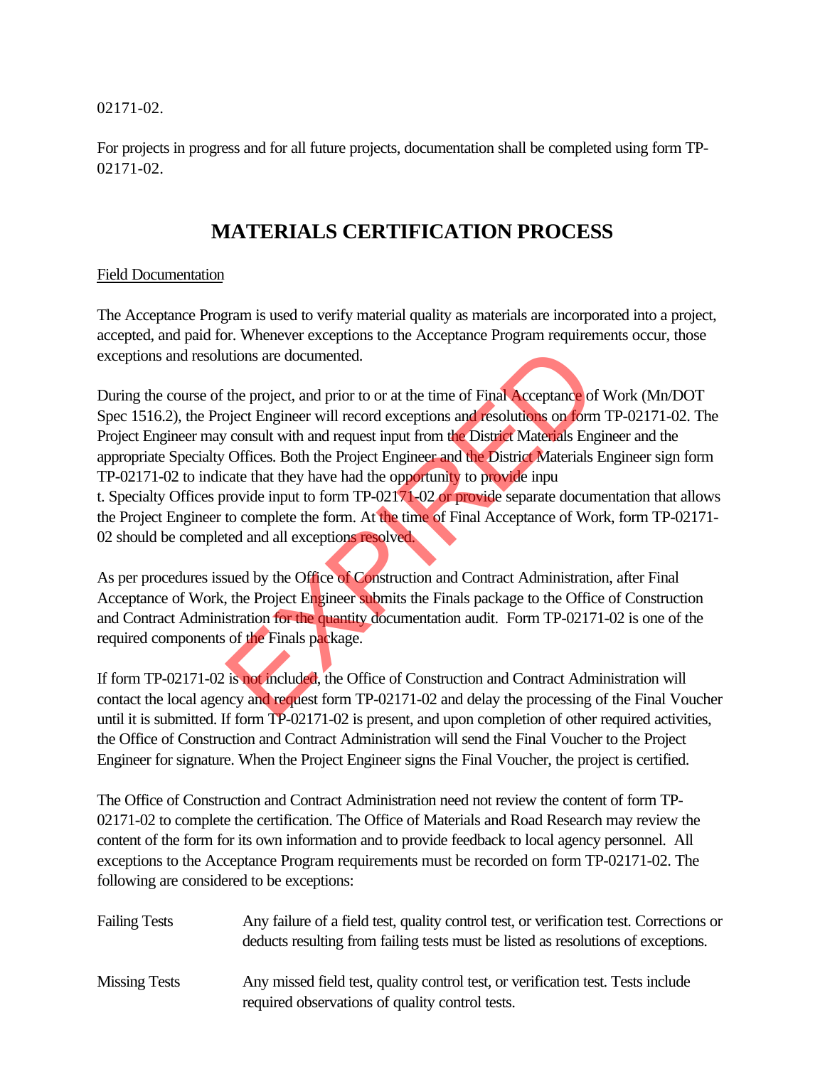02171-02.

For projects in progress and for all future projects, documentation shall be completed using form TP-02171-02.

## MATERIALS CERTIFICATION PROCESS

Field Documentation

The Acceptance Program is used to verify material quality as materials are incorporated into a project, accepted, and paid for. Whenever exceptions to the Acceptance Program requirements occur, those exceptions and resolutions are documented.

During the course of the project, and prior to or at the time of Final Acceptance of Work (Mn/DOT Spec 1516.2), the Project Engineer will record exceptions and resolutions on form TP-02171-02. The Project Engineer may consult with and request input from the District Materials Engineer and the appropriate Specialty Offices. Both the Project Engineer and the District Materials Engineer sign form TP-02171-02 to indicate that they have had the opportunity to provide input. Specialty Offices provide input to form TP-02171-02 or provide separate documentation that allows the Project Engineer to complete the form. At the time of Final Acceptance of Work, form TP-02171-02 should be completed and all exceptions resolved.

As per procedures issued by the Office of Construction and Contract Administration, after Final Acceptance of Work, the Project Engineer submits the Finals package to the Office of Construction and Contract Administration for the quantity documentation audit. Form TP-02171-02 is one of the required components of the Finals package.

If form TP-02171-02 is not included, the Office of Construction and Contract Administration will contact the local agency and request form TP-02171-02 and delay the processing of the Final Voucher until it is submitted. If form TP-02171-02 is present, and upon completion of other required activities, the Office of Construction and Contract Administration will send the Final Voucher to the Project Engineer for signature. When the Project Engineer signs the Final Voucher, the project is certified.

The Office of Construction and Contract Administration need not review the content of form TP-02171-02 to complete the certification. The Office of Materials and Road Research may review the content of the form for its own information and to provide feedback to local agency personnel. All exceptions to the Acceptance Program requirements must be recorded on form TP-02171-02. The following are considered to be exceptions:

| | |
|---|---|
| Failing Tests | Any failure of a field test, quality control test, or verification test. Corrections or deducts resulting from failing tests must be listed as resolutions of exceptions. |
| Missing Tests | Any missed field test, quality control test, or verification test. Tests include required observations of quality control tests. |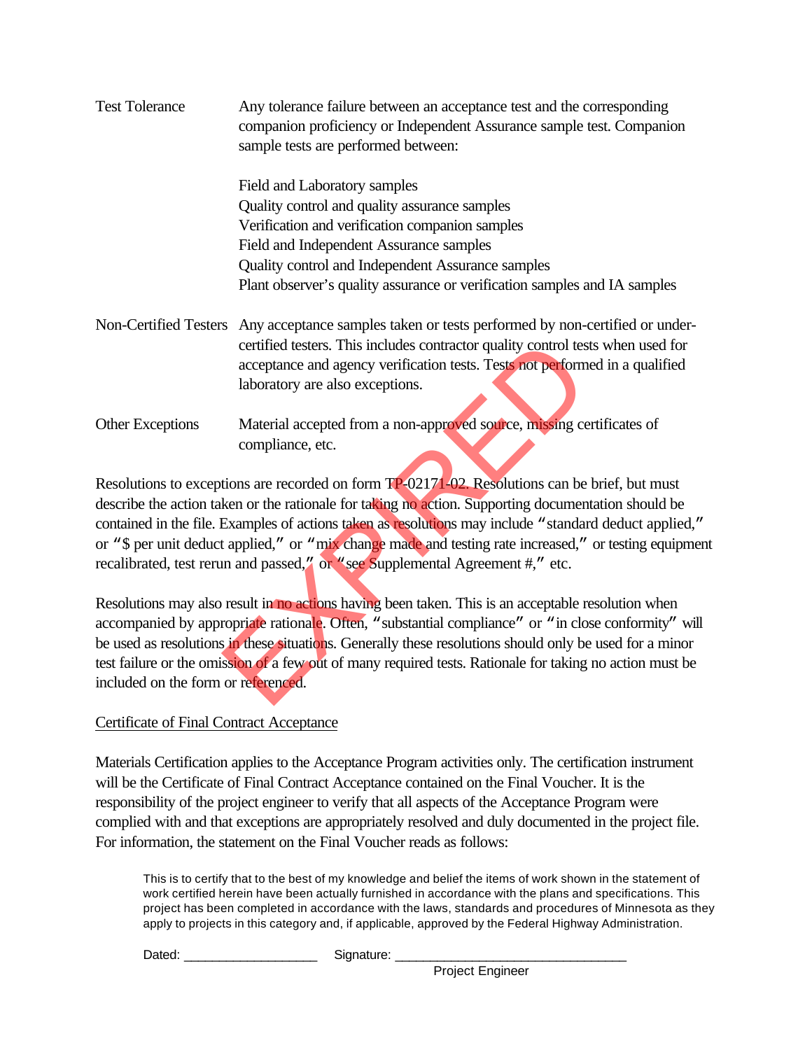Test Tolerance — Any tolerance failure between an acceptance test and the corresponding companion proficiency or Independent Assurance sample test. Companion sample tests are performed between:

Field and Laboratory samples
Quality control and quality assurance samples
Verification and verification companion samples
Field and Independent Assurance samples
Quality control and Independent Assurance samples
Plant observer's quality assurance or verification samples and IA samples

Non-Certified Testers — Any acceptance samples taken or tests performed by non-certified or under-certified testers. This includes contractor quality control tests when used for acceptance and agency verification tests. Tests not performed in a qualified laboratory are also exceptions.

Other Exceptions — Material accepted from a non-approved source, missing certificates of compliance, etc.

Resolutions to exceptions are recorded on form TP-02171-02. Resolutions can be brief, but must describe the action taken or the rationale for taking no action. Supporting documentation should be contained in the file. Examples of actions taken as resolutions may include "standard deduct applied," or "$ per unit deduct applied," or "mix change made and testing rate increased," or testing equipment recalibrated, test rerun and passed," or "see Supplemental Agreement #," etc.

Resolutions may also result in no actions having been taken. This is an acceptable resolution when accompanied by appropriate rationale. Often, "substantial compliance" or "in close conformity" will be used as resolutions in these situations. Generally these resolutions should only be used for a minor test failure or the omission of a few out of many required tests. Rationale for taking no action must be included on the form or referenced.

<u>Certificate of Final Contract Acceptance</u>

Materials Certification applies to the Acceptance Program activities only. The certification instrument will be the Certificate of Final Contract Acceptance contained on the Final Voucher. It is the responsibility of the project engineer to verify that all aspects of the Acceptance Program were complied with and that exceptions are appropriately resolved and duly documented in the project file. For information, the statement on the Final Voucher reads as follows:

> This is to certify that to the best of my knowledge and belief the items of work shown in the statement of work certified herein have been actually furnished in accordance with the plans and specifications. This project has been completed in accordance with the laws, standards and procedures of Minnesota as they apply to projects in this category and, if applicable, approved by the Federal Highway Administration.
>
> Dated: ___________________ Signature: _________________________________
>
> Project Engineer

EXPIRED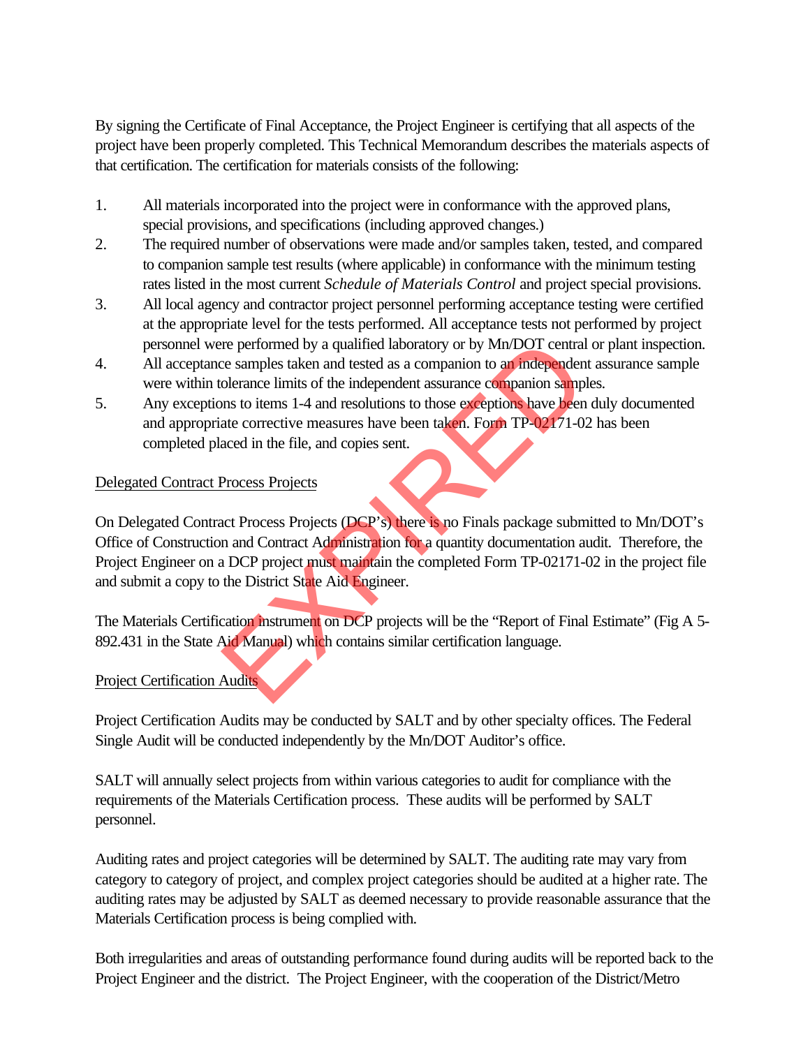By signing the Certificate of Final Acceptance, the Project Engineer is certifying that all aspects of the project have been properly completed. This Technical Memorandum describes the materials aspects of that certification. The certification for materials consists of the following:

1. All materials incorporated into the project were in conformance with the approved plans, special provisions, and specifications (including approved changes.)
2. The required number of observations were made and/or samples taken, tested, and compared to companion sample test results (where applicable) in conformance with the minimum testing rates listed in the most current *Schedule of Materials Control* and project special provisions.
3. All local agency and contractor project personnel performing acceptance testing were certified at the appropriate level for the tests performed. All acceptance tests not performed by project personnel were performed by a qualified laboratory or by Mn/DOT central or plant inspection.
4. All acceptance samples taken and tested as a companion to an independent assurance sample were within tolerance limits of the independent assurance companion samples.
5. Any exceptions to items 1-4 and resolutions to those exceptions have been duly documented and appropriate corrective measures have been taken. Form TP-02171-02 has been completed placed in the file, and copies sent.

Delegated Contract Process Projects

On Delegated Contract Process Projects (DCP's) there is no Finals package submitted to Mn/DOT's Office of Construction and Contract Administration for a quantity documentation audit. Therefore, the Project Engineer on a DCP project must maintain the completed Form TP-02171-02 in the project file and submit a copy to the District State Aid Engineer.

The Materials Certification instrument on DCP projects will be the "Report of Final Estimate" (Fig A 5-892.431 in the State Aid Manual) which contains similar certification language.

Project Certification Audits

Project Certification Audits may be conducted by SALT and by other specialty offices. The Federal Single Audit will be conducted independently by the Mn/DOT Auditor's office.

SALT will annually select projects from within various categories to audit for compliance with the requirements of the Materials Certification process. These audits will be performed by SALT personnel.

Auditing rates and project categories will be determined by SALT. The auditing rate may vary from category to category of project, and complex project categories should be audited at a higher rate. The auditing rates may be adjusted by SALT as deemed necessary to provide reasonable assurance that the Materials Certification process is being complied with.

Both irregularities and areas of outstanding performance found during audits will be reported back to the Project Engineer and the district. The Project Engineer, with the cooperation of the District/Metro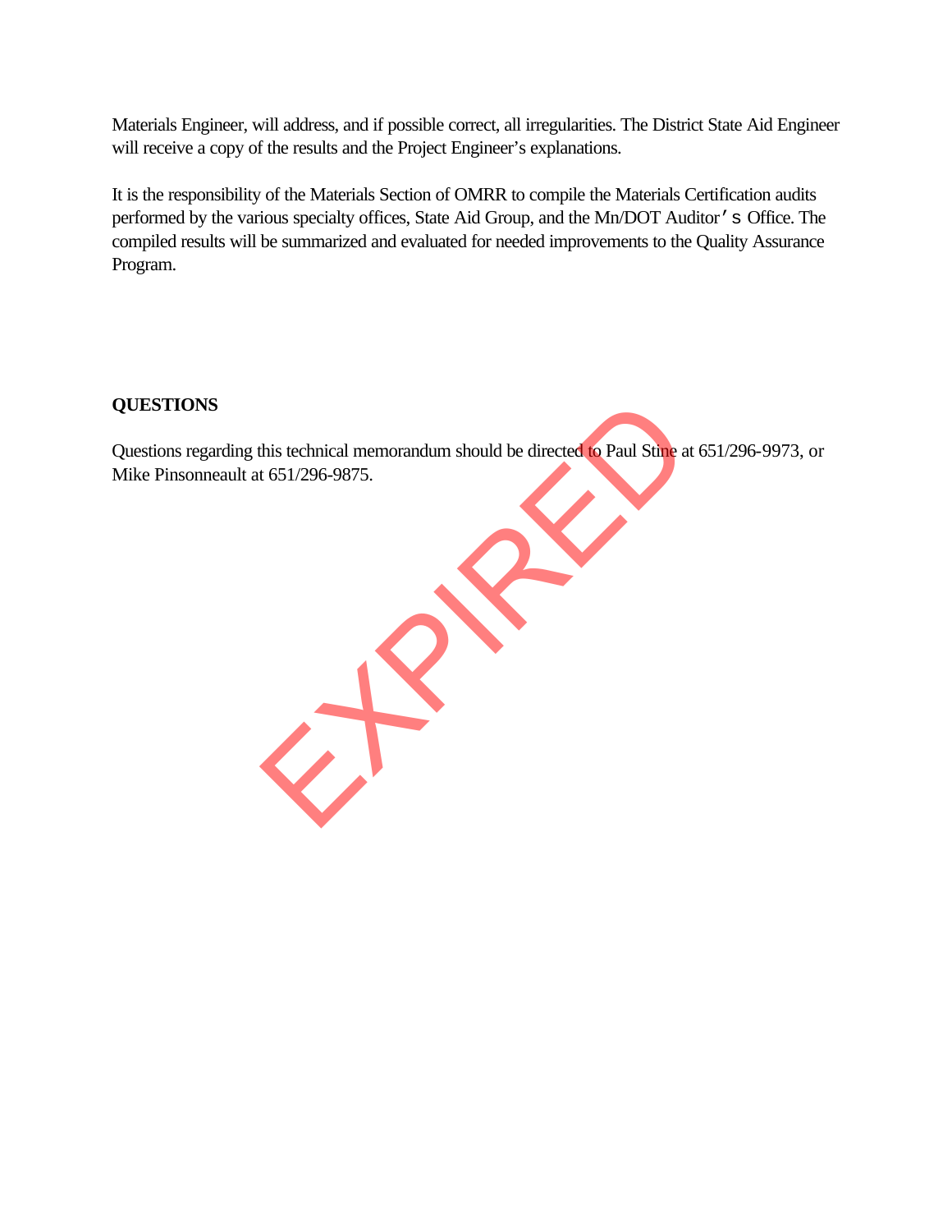Materials Engineer, will address, and if possible correct, all irregularities. The District State Aid Engineer will receive a copy of the results and the Project Engineer's explanations.

It is the responsibility of the Materials Section of OMRR to compile the Materials Certification audits performed by the various specialty offices, State Aid Group, and the Mn/DOT Auditor's Office. The compiled results will be summarized and evaluated for needed improvements to the Quality Assurance Program.

**QUESTIONS**

Questions regarding this technical memorandum should be directed to Paul Stine at 651/296-9973, or Mike Pinsonneault at 651/296-9875.

EXPIRED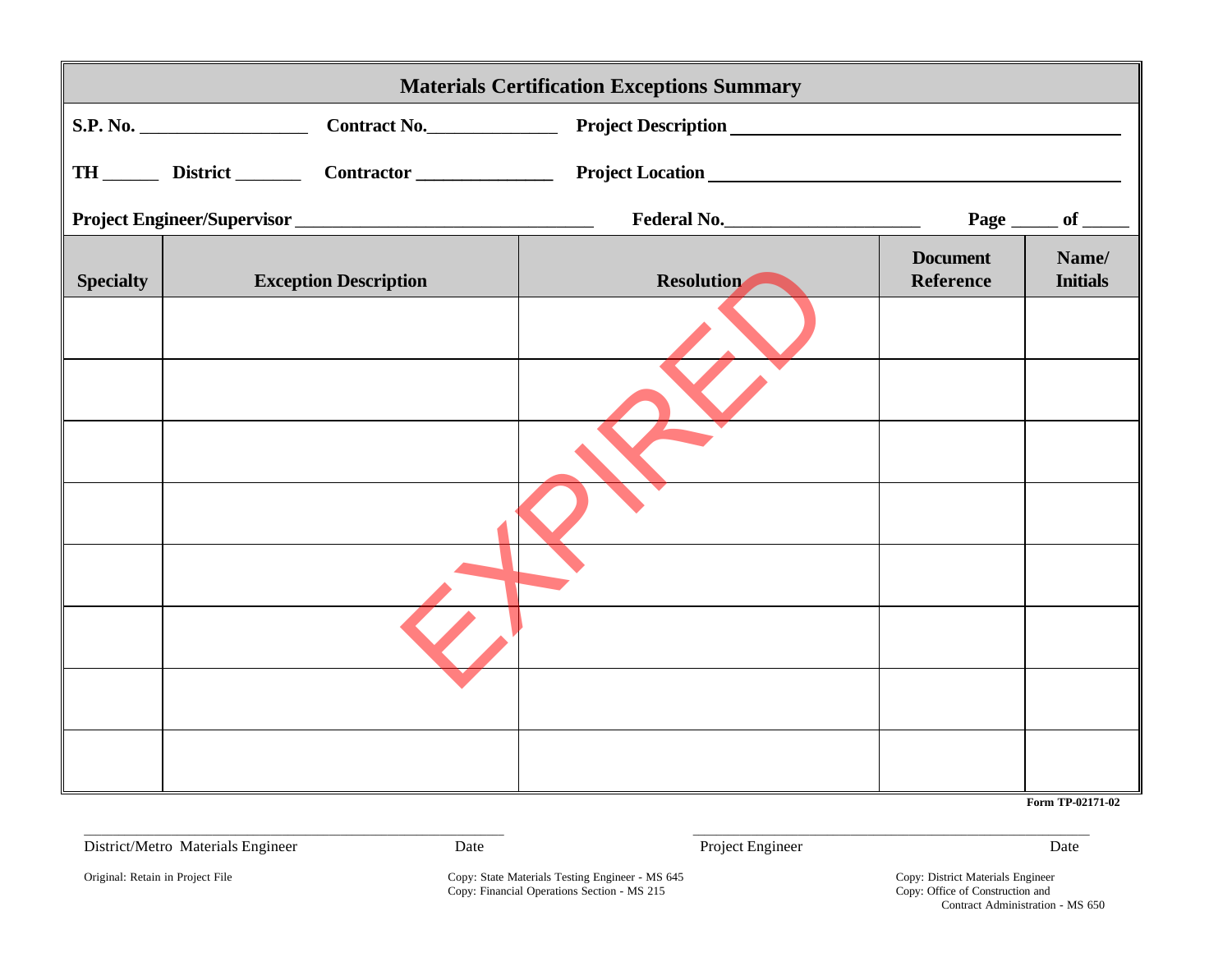# Materials Certification Exceptions Summary

**S.P. No.** __________________ **Contract No.**______________ **Project Description** ________________________________________

**TH** ______ **District** _______ **Contractor** ______________ **Project Location** ________________________________________

**Project Engineer/Supervisor** ________________________________ **Federal No.**____________________ **Page** _____ **of** _____

| Specialty | Exception Description | Resolution | Document Reference | Name/ Initials |
|---|---|---|---|---|
| | | | | |
| | | | | |
| | | | | |
| | | | | |
| | | | | |
| | | | | |
| | | | | |
| | | | | |

EXPIRED

**Form TP-02171-02**

_______________________________________________ _______________________________________________

District/Metro Materials Engineer Date Project Engineer Date

Original: Retain in Project File

Copy: State Materials Testing Engineer - MS 645
Copy: Financial Operations Section - MS 215

Copy: District Materials Engineer
Copy: Office of Construction and Contract Administration - MS 650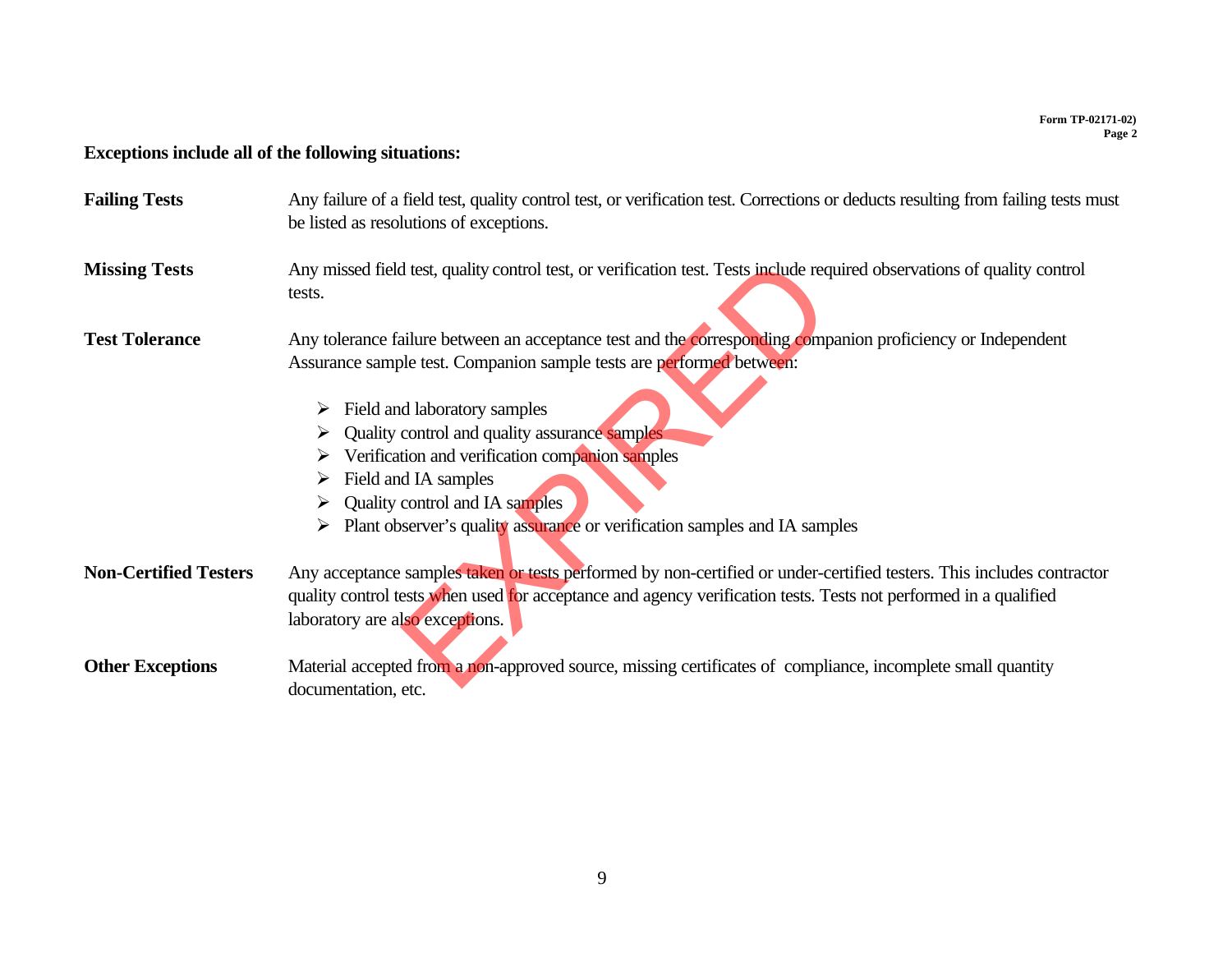**Exceptions include all of the following situations:**

**Failing Tests** Any failure of a field test, quality control test, or verification test. Corrections or deducts resulting from failing tests must be listed as resolutions of exceptions.

**Missing Tests** Any missed field test, quality control test, or verification test. Tests include required observations of quality control tests.

**Test Tolerance** Any tolerance failure between an acceptance test and the corresponding companion proficiency or Independent Assurance sample test. Companion sample tests are performed between:

- Field and laboratory samples
- Quality control and quality assurance samples
- Verification and verification companion samples
- Field and IA samples
- Quality control and IA samples
- Plant observer's quality assurance or verification samples and IA samples

**Non-Certified Testers** Any acceptance samples taken or tests performed by non-certified or under-certified testers. This includes contractor quality control tests when used for acceptance and agency verification tests. Tests not performed in a qualified laboratory are also exceptions.

**Other Exceptions** Material accepted from a non-approved source, missing certificates of compliance, incomplete small quantity documentation, etc.

EXPIRED